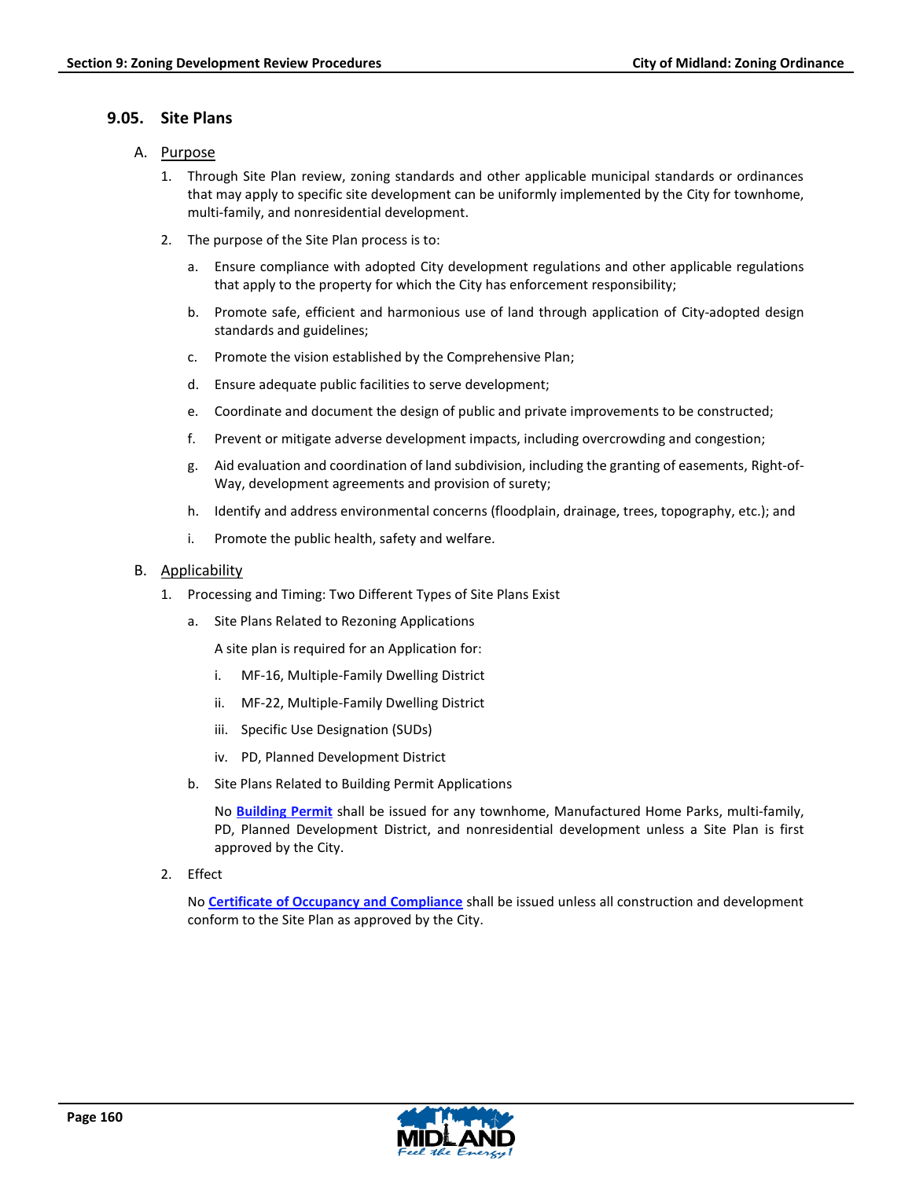## 9.05. Site Plans

### A. Purpose

1. Through Site Plan review, zoning standards and other applicable municipal standards or ordinances that may apply to specific site development can be uniformly implemented by the City for townhome, multi-family, and nonresidential development.

2. The purpose of the Site Plan process is to:

   a. Ensure compliance with adopted City development regulations and other applicable regulations that apply to the property for which the City has enforcement responsibility;

   b. Promote safe, efficient and harmonious use of land through application of City-adopted design standards and guidelines;

   c. Promote the vision established by the Comprehensive Plan;

   d. Ensure adequate public facilities to serve development;

   e. Coordinate and document the design of public and private improvements to be constructed;

   f. Prevent or mitigate adverse development impacts, including overcrowding and congestion;

   g. Aid evaluation and coordination of land subdivision, including the granting of easements, Right-of-Way, development agreements and provision of surety;

   h. Identify and address environmental concerns (floodplain, drainage, trees, topography, etc.); and

   i. Promote the public health, safety and welfare.

### B. Applicability

1. Processing and Timing: Two Different Types of Site Plans Exist

   a. Site Plans Related to Rezoning Applications

      A site plan is required for an Application for:

      i. MF-16, Multiple-Family Dwelling District

      ii. MF-22, Multiple-Family Dwelling District

      iii. Specific Use Designation (SUDs)

      iv. PD, Planned Development District

   b. Site Plans Related to Building Permit Applications

      No **Building Permit** shall be issued for any townhome, Manufactured Home Parks, multi-family, PD, Planned Development District, and nonresidential development unless a Site Plan is first approved by the City.

2. Effect

   No **Certificate of Occupancy and Compliance** shall be issued unless all construction and development conform to the Site Plan as approved by the City.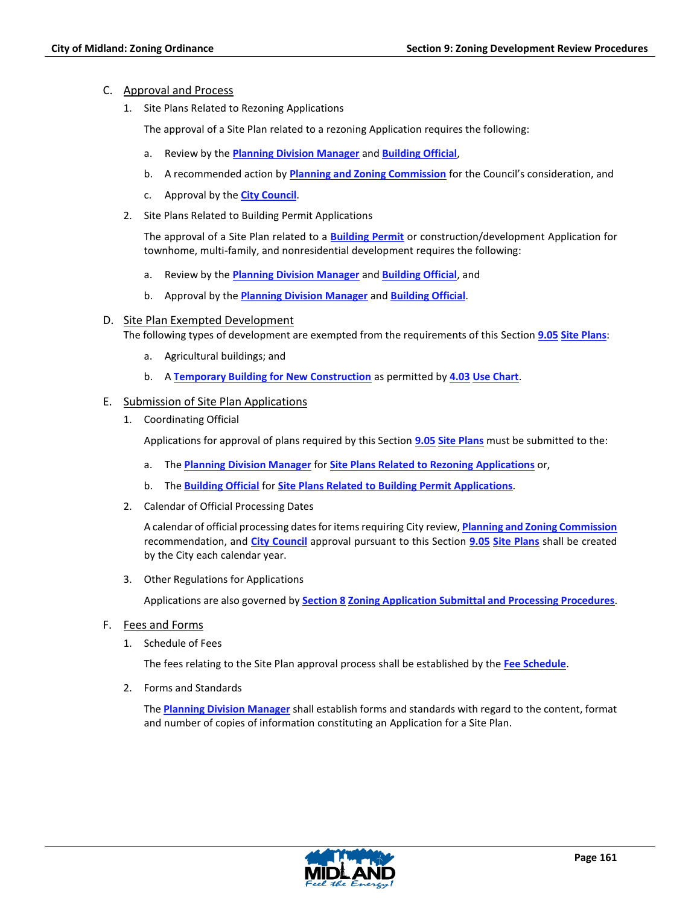### C. Approval and Process

1. Site Plans Related to Rezoning Applications

   The approval of a Site Plan related to a rezoning Application requires the following:

   a. Review by the **Planning Division Manager** and **Building Official**,

   b. A recommended action by **Planning and Zoning Commission** for the Council's consideration, and

   c. Approval by the **City Council**.

2. Site Plans Related to Building Permit Applications

   The approval of a Site Plan related to a **Building Permit** or construction/development Application for townhome, multi-family, and nonresidential development requires the following:

   a. Review by the **Planning Division Manager** and **Building Official**, and

   b. Approval by the **Planning Division Manager** and **Building Official**.

### D. Site Plan Exempted Development

The following types of development are exempted from the requirements of this Section **9.05 Site Plans**:

a. Agricultural buildings; and

b. A **Temporary Building for New Construction** as permitted by **4.03 Use Chart**.

### E. Submission of Site Plan Applications

1. Coordinating Official

   Applications for approval of plans required by this Section **9.05 Site Plans** must be submitted to the:

   a. The **Planning Division Manager** for **Site Plans Related to Rezoning Applications** or,

   b. The **Building Official** for **Site Plans Related to Building Permit Applications**.

2. Calendar of Official Processing Dates

   A calendar of official processing dates for items requiring City review, **Planning and Zoning Commission** recommendation, and **City Council** approval pursuant to this Section **9.05 Site Plans** shall be created by the City each calendar year.

3. Other Regulations for Applications

   Applications are also governed by **Section 8 Zoning Application Submittal and Processing Procedures**.

### F. Fees and Forms

1. Schedule of Fees

   The fees relating to the Site Plan approval process shall be established by the **Fee Schedule**.

2. Forms and Standards

   The **Planning Division Manager** shall establish forms and standards with regard to the content, format and number of copies of information constituting an Application for a Site Plan.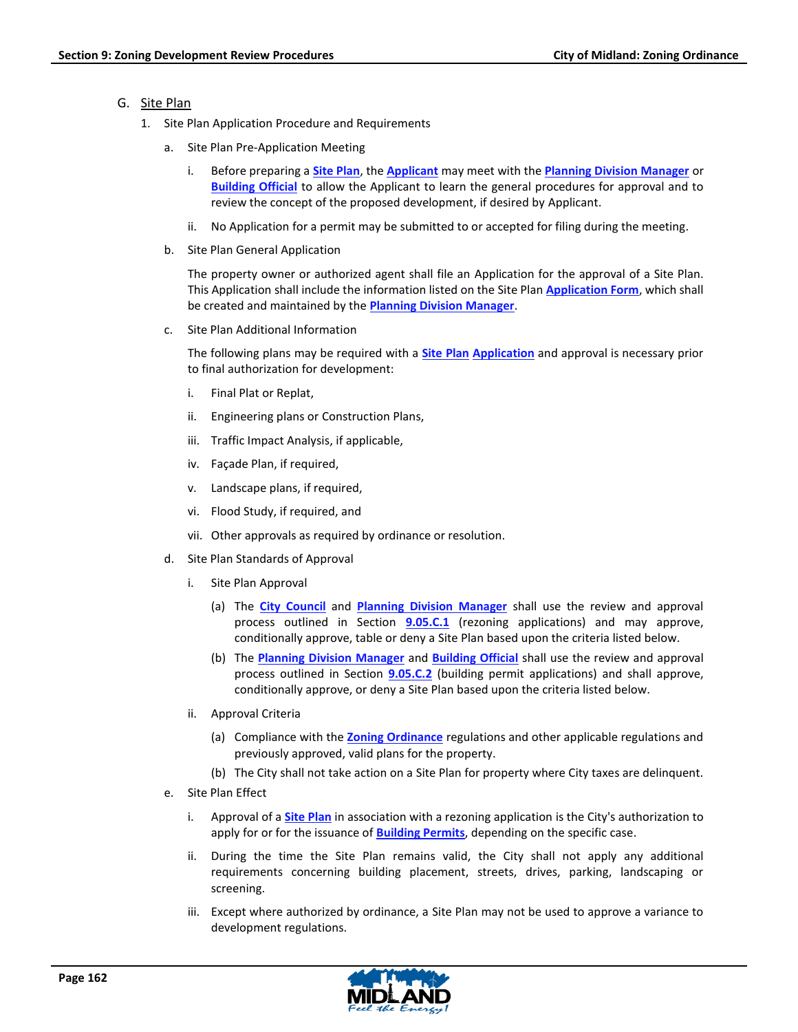G. Site Plan

1. Site Plan Application Procedure and Requirements

   a. Site Plan Pre-Application Meeting

      i. Before preparing a **Site Plan**, the **Applicant** may meet with the **Planning Division Manager** or **Building Official** to allow the Applicant to learn the general procedures for approval and to review the concept of the proposed development, if desired by Applicant.

      ii. No Application for a permit may be submitted to or accepted for filing during the meeting.

   b. Site Plan General Application

      The property owner or authorized agent shall file an Application for the approval of a Site Plan. This Application shall include the information listed on the Site Plan **Application Form**, which shall be created and maintained by the **Planning Division Manager**.

   c. Site Plan Additional Information

      The following plans may be required with a **Site Plan** **Application** and approval is necessary prior to final authorization for development:

      i. Final Plat or Replat,

      ii. Engineering plans or Construction Plans,

      iii. Traffic Impact Analysis, if applicable,

      iv. Façade Plan, if required,

      v. Landscape plans, if required,

      vi. Flood Study, if required, and

      vii. Other approvals as required by ordinance or resolution.

   d. Site Plan Standards of Approval

      i. Site Plan Approval

         (a) The **City Council** and **Planning Division Manager** shall use the review and approval process outlined in Section **9.05.C.1** (rezoning applications) and may approve, conditionally approve, table or deny a Site Plan based upon the criteria listed below.

         (b) The **Planning Division Manager** and **Building Official** shall use the review and approval process outlined in Section **9.05.C.2** (building permit applications) and shall approve, conditionally approve, or deny a Site Plan based upon the criteria listed below.

      ii. Approval Criteria

         (a) Compliance with the **Zoning Ordinance** regulations and other applicable regulations and previously approved, valid plans for the property.

         (b) The City shall not take action on a Site Plan for property where City taxes are delinquent.

   e. Site Plan Effect

      i. Approval of a **Site Plan** in association with a rezoning application is the City's authorization to apply for or for the issuance of **Building Permits**, depending on the specific case.

      ii. During the time the Site Plan remains valid, the City shall not apply any additional requirements concerning building placement, streets, drives, parking, landscaping or screening.

      iii. Except where authorized by ordinance, a Site Plan may not be used to approve a variance to development regulations.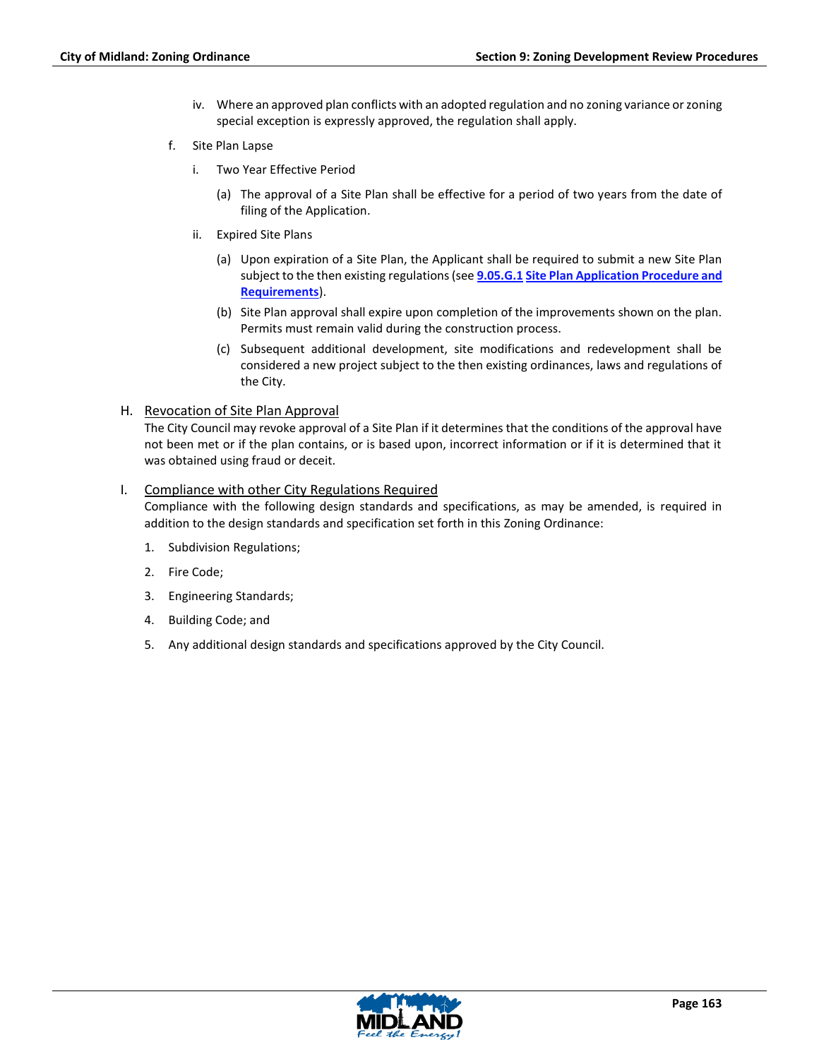iv. Where an approved plan conflicts with an adopted regulation and no zoning variance or zoning special exception is expressly approved, the regulation shall apply.

f. Site Plan Lapse

i. Two Year Effective Period

(a) The approval of a Site Plan shall be effective for a period of two years from the date of filing of the Application.

ii. Expired Site Plans

(a) Upon expiration of a Site Plan, the Applicant shall be required to submit a new Site Plan subject to the then existing regulations (see **9.05.G.1** **Site Plan Application Procedure and Requirements**).

(b) Site Plan approval shall expire upon completion of the improvements shown on the plan. Permits must remain valid during the construction process.

(c) Subsequent additional development, site modifications and redevelopment shall be considered a new project subject to the then existing ordinances, laws and regulations of the City.

H. Revocation of Site Plan Approval

The City Council may revoke approval of a Site Plan if it determines that the conditions of the approval have not been met or if the plan contains, or is based upon, incorrect information or if it is determined that it was obtained using fraud or deceit.

I. Compliance with other City Regulations Required

Compliance with the following design standards and specifications, as may be amended, is required in addition to the design standards and specification set forth in this Zoning Ordinance:

1. Subdivision Regulations;
2. Fire Code;
3. Engineering Standards;
4. Building Code; and
5. Any additional design standards and specifications approved by the City Council.